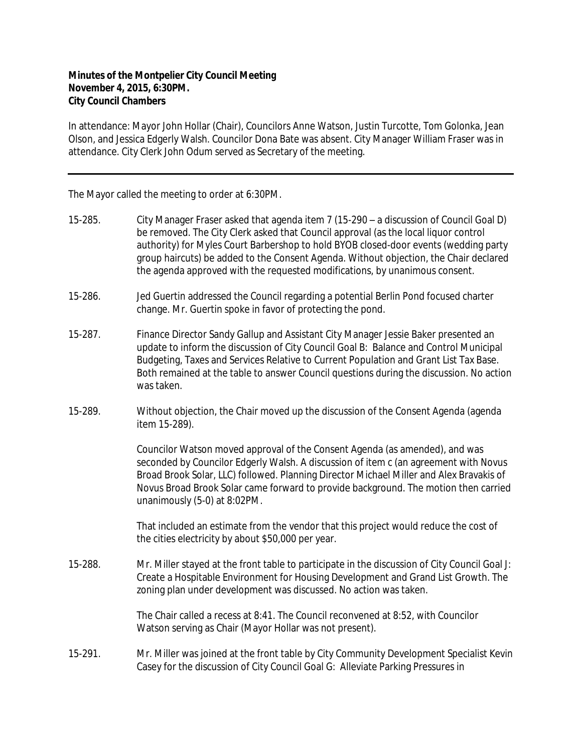**Minutes of the Montpelier City Council Meeting**
**November 4, 2015, 6:30PM.**
**City Council Chambers**

In attendance: Mayor John Hollar (Chair), Councilors Anne Watson, Justin Turcotte, Tom Golonka, Jean Olson, and Jessica Edgerly Walsh. Councilor Dona Bate was absent. City Manager William Fraser was in attendance. City Clerk John Odum served as Secretary of the meeting.

---

The Mayor called the meeting to order at 6:30PM.

15-285. City Manager Fraser asked that agenda item 7 (15-290 – a discussion of Council Goal D) be removed. The City Clerk asked that Council approval (as the local liquor control authority) for Myles Court Barbershop to hold BYOB closed-door events (wedding party group haircuts) be added to the Consent Agenda. Without objection, the Chair declared the agenda approved with the requested modifications, by unanimous consent.

15-286. Jed Guertin addressed the Council regarding a potential Berlin Pond focused charter change. Mr. Guertin spoke in favor of protecting the pond.

15-287. Finance Director Sandy Gallup and Assistant City Manager Jessie Baker presented an update to inform the discussion of City Council Goal B: Balance and Control Municipal Budgeting, Taxes and Services Relative to Current Population and Grant List Tax Base. Both remained at the table to answer Council questions during the discussion. No action was taken.

15-289. Without objection, the Chair moved up the discussion of the Consent Agenda (agenda item 15-289).

Councilor Watson moved approval of the Consent Agenda (as amended), and was seconded by Councilor Edgerly Walsh. A discussion of item c (an agreement with Novus Broad Brook Solar, LLC) followed. Planning Director Michael Miller and Alex Bravakis of Novus Broad Brook Solar came forward to provide background. The motion then carried unanimously (5-0) at 8:02PM.

That included an estimate from the vendor that this project would reduce the cost of the cities electricity by about $50,000 per year.

15-288. Mr. Miller stayed at the front table to participate in the discussion of City Council Goal J: Create a Hospitable Environment for Housing Development and Grand List Growth. The zoning plan under development was discussed. No action was taken.

The Chair called a recess at 8:41. The Council reconvened at 8:52, with Councilor Watson serving as Chair (Mayor Hollar was not present).

15-291. Mr. Miller was joined at the front table by City Community Development Specialist Kevin Casey for the discussion of City Council Goal G: Alleviate Parking Pressures in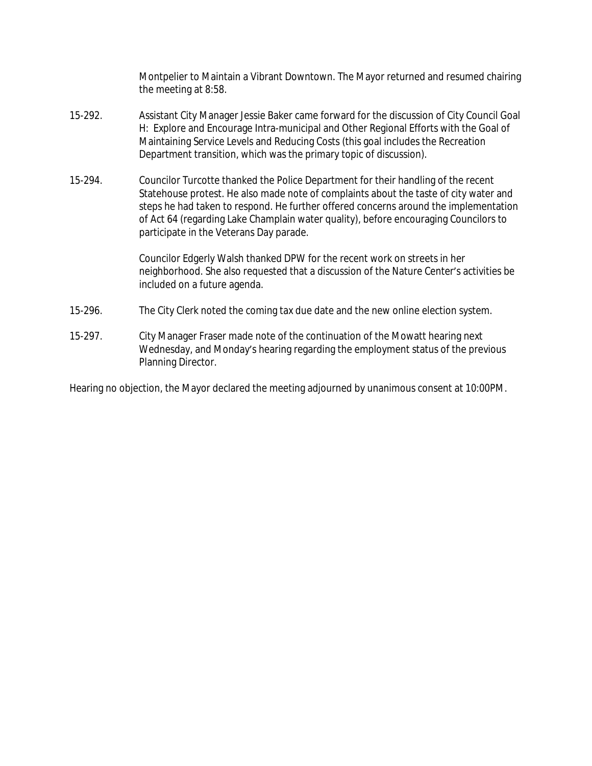Montpelier to Maintain a Vibrant Downtown. The Mayor returned and resumed chairing the meeting at 8:58.

15-292. Assistant City Manager Jessie Baker came forward for the discussion of City Council Goal H: Explore and Encourage Intra-municipal and Other Regional Efforts with the Goal of Maintaining Service Levels and Reducing Costs (this goal includes the Recreation Department transition, which was the primary topic of discussion).

15-294. Councilor Turcotte thanked the Police Department for their handling of the recent Statehouse protest. He also made note of complaints about the taste of city water and steps he had taken to respond. He further offered concerns around the implementation of Act 64 (regarding Lake Champlain water quality), before encouraging Councilors to participate in the Veterans Day parade.

Councilor Edgerly Walsh thanked DPW for the recent work on streets in her neighborhood. She also requested that a discussion of the Nature Center's activities be included on a future agenda.

15-296. The City Clerk noted the coming tax due date and the new online election system.

15-297. City Manager Fraser made note of the continuation of the Mowatt hearing next Wednesday, and Monday's hearing regarding the employment status of the previous Planning Director.

Hearing no objection, the Mayor declared the meeting adjourned by unanimous consent at 10:00PM.